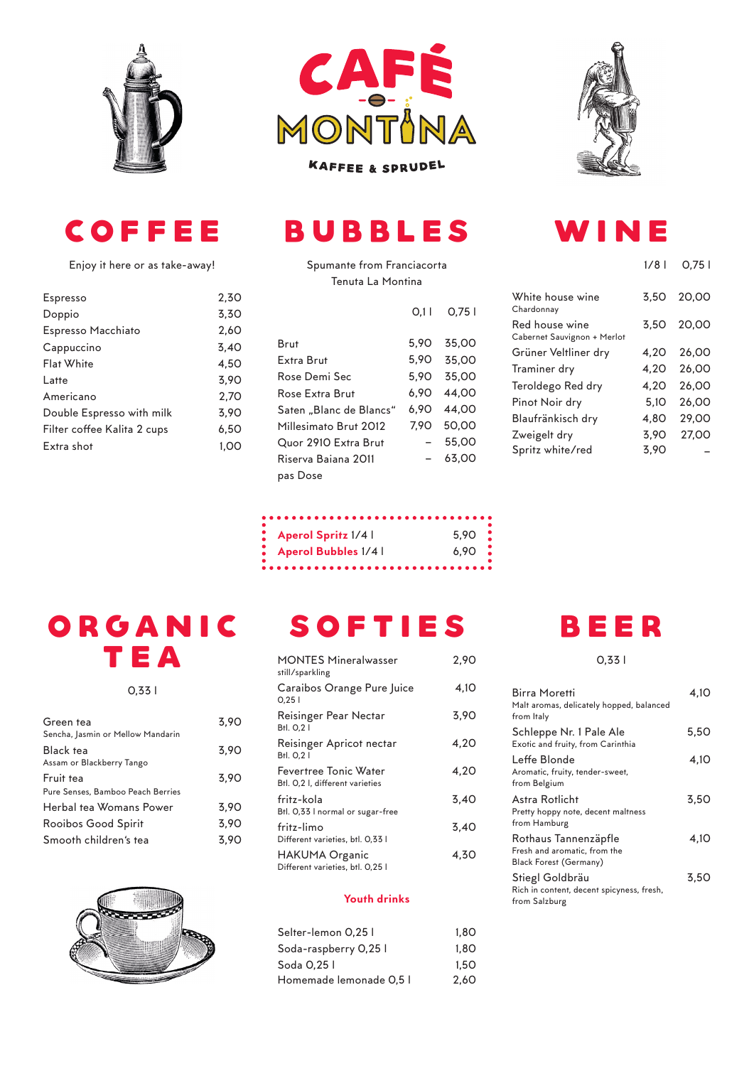# CAFÉ MONTINA

KAFFEE & SPRUDEL

## COFFEE

Enjoy it here or as take-away!

| | |
|---|---|
| Espresso | 2,30 |
| Doppio | 3,30 |
| Espresso Macchiato | 2,60 |
| Cappuccino | 3,40 |
| Flat White | 4,50 |
| Latte | 3,90 |
| Americano | 2,70 |
| Double Espresso with milk | 3,90 |
| Filter coffee Kalita 2 cups | 6,50 |
| Extra shot | 1,00 |

## BUBBLES

Spumante from Franciacorta
Tenuta La Montina

| | 0,1 l | 0,75 l |
|---|---|---|
| Brut | 5,90 | 35,00 |
| Extra Brut | 5,90 | 35,00 |
| Rose Demi Sec | 5,90 | 35,00 |
| Rose Extra Brut | 6,90 | 44,00 |
| Saten „Blanc de Blancs" | 6,90 | 44,00 |
| Millesimato Brut 2012 | 7,90 | 50,00 |
| Quor 2910 Extra Brut | – | 55,00 |
| Riserva Baiana 2011 pas Dose | – | 63,00 |

| | |
|---|---|
| **Aperol Spritz** 1/4 l | 5,90 |
| **Aperol Bubbles** 1/4 l | 6,90 |

## WINE

| | 1/8 l | 0,75 l |
|---|---|---|
| White house wine<br>Chardonnay | 3,50 | 20,00 |
| Red house wine<br>Cabernet Sauvignon + Merlot | 3,50 | 20,00 |
| Grüner Veltliner dry | 4,20 | 26,00 |
| Traminer dry | 4,20 | 26,00 |
| Teroldego Red dry | 4,20 | 26,00 |
| Pinot Noir dry | 5,10 | 26,00 |
| Blaufränkisch dry | 4,80 | 29,00 |
| Zweigelt dry | 3,90 | 27,00 |
| Spritz white/red | 3,90 | – |

## ORGANIC TEA

0,33 l

| | |
|---|---|
| Green tea<br>Sencha, Jasmin or Mellow Mandarin | 3,90 |
| Black tea<br>Assam or Blackberry Tango | 3,90 |
| Fruit tea<br>Pure Senses, Bamboo Peach Berries | 3,90 |
| Herbal tea Womans Power | 3,90 |
| Rooibos Good Spirit | 3,90 |
| Smooth children's tea | 3,90 |

## SOFTIES

| | |
|---|---|
| MONTES Mineralwasser<br>still/sparkling | 2,90 |
| Caraibos Orange Pure Juice<br>0,25 l | 4,10 |
| Reisinger Pear Nectar<br>Btl. 0,2 l | 3,90 |
| Reisinger Apricot nectar<br>Btl. 0,2 l | 4,20 |
| Fevertree Tonic Water<br>Btl. 0,2 l, different varieties | 4,20 |
| fritz-kola<br>Btl. 0,33 l normal or sugar-free | 3,40 |
| fritz-limo<br>Different varieties, btl. 0,33 l | 3,40 |
| HAKUMA Organic<br>Different varieties, btl. 0,25 l | 4,30 |

### Youth drinks

| | |
|---|---|
| Selter-lemon 0,25 l | 1,80 |
| Soda-raspberry 0,25 l | 1,80 |
| Soda 0,25 l | 1,50 |
| Homemade lemonade 0,5 l | 2,60 |

## BEER

0,33 l

| | |
|---|---|
| Birra Moretti<br>Malt aromas, delicately hopped, balanced from Italy | 4,10 |
| Schleppe Nr. 1 Pale Ale<br>Exotic and fruity, from Carinthia | 5,50 |
| Leffe Blonde<br>Aromatic, fruity, tender-sweet, from Belgium | 4,10 |
| Astra Rotlicht<br>Pretty hoppy note, decent maltness from Hamburg | 3,50 |
| Rothaus Tannenzäpfle<br>Fresh and aromatic, from the Black Forest (Germany) | 4,10 |
| Stiegl Goldbräu<br>Rich in content, decent spicyness, fresh, from Salzburg | 3,50 |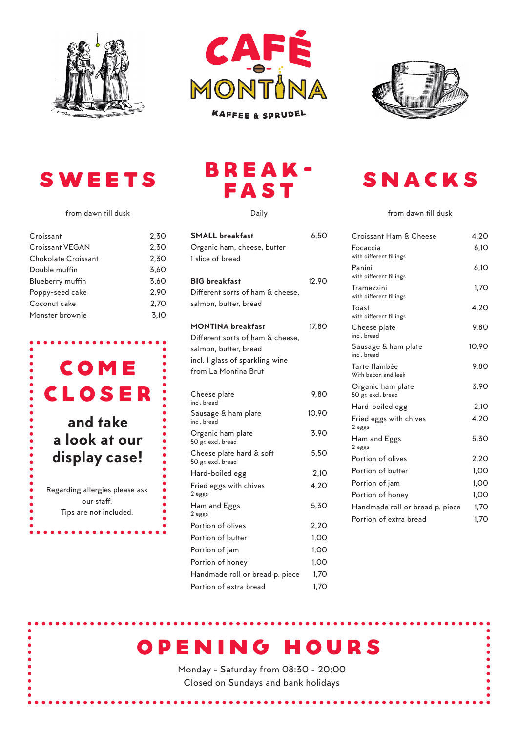# CAFÉ MONTINA

KAFFEE & SPRUDEL

## SWEETS

from dawn till dusk

| | |
|---|---|
| Croissant | 2,30 |
| Croissant VEGAN | 2,30 |
| Chokolate Croissant | 2,30 |
| Double muffin | 3,60 |
| Blueberry muffin | 3,60 |
| Poppy-seed cake | 2,90 |
| Coconut cake | 2,70 |
| Monster brownie | 3,10 |

## COME CLOSER

**and take a look at our display case!**

Regarding allergies please ask our staff.
Tips are not included.

## BREAK-FAST

Daily

| | |
|---|---|
| **SMALL breakfast**<br>Organic ham, cheese, butter<br>1 slice of bread | 6,50 |
| **BIG breakfast**<br>Different sorts of ham & cheese, salmon, butter, bread | 12,90 |
| **MONTINA breakfast**<br>Different sorts of ham & cheese, salmon, butter, bread<br>incl. 1 glass of sparkling wine from La Montina Brut | 17,80 |
| Cheese plate<br>incl. bread | 9,80 |
| Sausage & ham plate<br>incl. bread | 10,90 |
| Organic ham plate<br>50 gr. excl. bread | 3,90 |
| Cheese plate hard & soft<br>50 gr. excl. bread | 5,50 |
| Hard-boiled egg | 2,10 |
| Fried eggs with chives<br>2 eggs | 4,20 |
| Ham and Eggs<br>2 eggs | 5,30 |
| Portion of olives | 2,20 |
| Portion of butter | 1,00 |
| Portion of jam | 1,00 |
| Portion of honey | 1,00 |
| Handmade roll or bread p. piece | 1,70 |
| Portion of extra bread | 1,70 |

## SNACKS

from dawn till dusk

| | |
|---|---|
| Croissant Ham & Cheese | 4,20 |
| Focaccia<br>with different fillings | 6,10 |
| Panini<br>with different fillings | 6,10 |
| Tramezzini<br>with different fillings | 1,70 |
| Toast<br>with different fillings | 4,20 |
| Cheese plate<br>incl. bread | 9,80 |
| Sausage & ham plate<br>incl. bread | 10,90 |
| Tarte flambée<br>With bacon and leek | 9,80 |
| Organic ham plate<br>50 gr. excl. bread | 3,90 |
| Hard-boiled egg | 2,10 |
| Fried eggs with chives<br>2 eggs | 4,20 |
| Ham and Eggs<br>2 eggs | 5,30 |
| Portion of olives | 2,20 |
| Portion of butter | 1,00 |
| Portion of jam | 1,00 |
| Portion of honey | 1,00 |
| Handmade roll or bread p. piece | 1,70 |
| Portion of extra bread | 1,70 |

## OPENING HOURS

Monday - Saturday from 08:30 - 20:00
Closed on Sundays and bank holidays